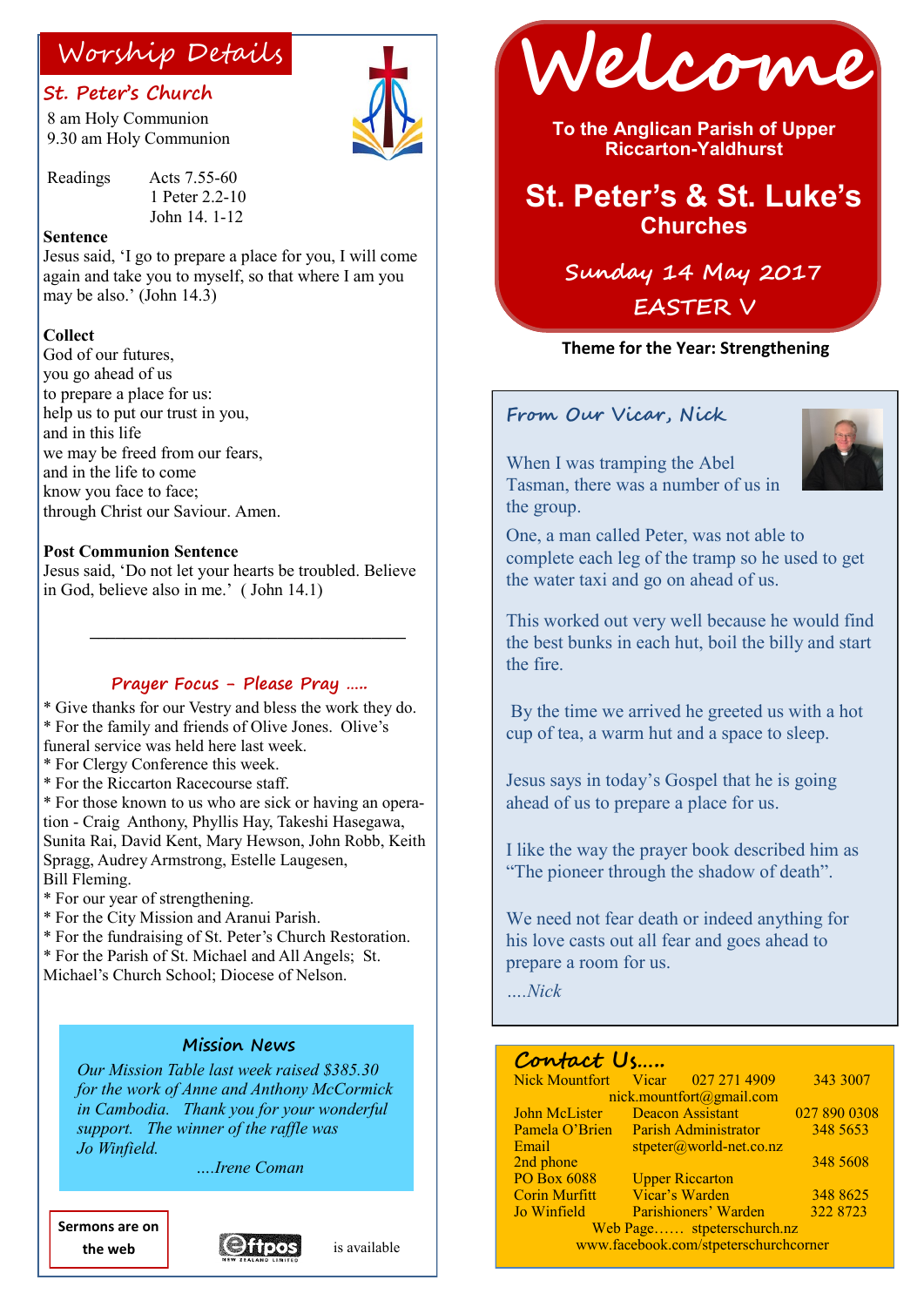# Welcome

**To the Anglican Parish of Upper Riccarton-Yaldhurst**

## St. Peter's & St. Luke's Churches

**Sunday 14 May 2017**

**EASTER V**

**Theme for the Year: Strengthening**

## Worship Details

### St. Peter's Church

8 am Holy Communion
9.30 am Holy Communion

Readings — Acts 7.55-60
1 Peter 2.2-10
John 14. 1-12

**Sentence**

Jesus said, 'I go to prepare a place for you, I will come again and take you to myself, so that where I am you may be also.' (John 14.3)

**Collect**

God of our futures,
you go ahead of us
to prepare a place for us:
help us to put our trust in you,
and in this life
we may be freed from our fears,
and in the life to come
know you face to face;
through Christ our Saviour. Amen.

**Post Communion Sentence**

Jesus said, 'Do not let your hearts be troubled. Believe in God, believe also in me.' ( John 14.1)

---

### Prayer Focus - Please Pray .....

* Give thanks for our Vestry and bless the work they do.
* For the family and friends of Olive Jones. Olive's funeral service was held here last week.
* For Clergy Conference this week.
* For the Riccarton Racecourse staff.
* For those known to us who are sick or having an operation - Craig Anthony, Phyllis Hay, Takeshi Hasegawa, Sunita Rai, David Kent, Mary Hewson, John Robb, Keith Spragg, Audrey Armstrong, Estelle Laugesen, Bill Fleming.
* For our year of strengthening.
* For the City Mission and Aranui Parish.
* For the fundraising of St. Peter's Church Restoration.
* For the Parish of St. Michael and All Angels; St. Michael's Church School; Diocese of Nelson.

### Mission News

*Our Mission Table last week raised $385.30 for the work of Anne and Anthony McCormick in Cambodia. Thank you for your wonderful support. The winner of the raffle was Jo Winfield.*

*....Irene Coman*

**Sermons are on the web**

Eftpos is available

## From Our Vicar, Nick

When I was tramping the Abel Tasman, there was a number of us in the group.

One, a man called Peter, was not able to complete each leg of the tramp so he used to get the water taxi and go on ahead of us.

This worked out very well because he would find the best bunks in each hut, boil the billy and start the fire.

By the time we arrived he greeted us with a hot cup of tea, a warm hut and a space to sleep.

Jesus says in today's Gospel that he is going ahead of us to prepare a place for us.

I like the way the prayer book described him as "The pioneer through the shadow of death".

We need not fear death or indeed anything for his love casts out all fear and goes ahead to prepare a room for us.

*....Nick*

## Contact Us.....

| | | |
|---|---|---|
| Nick Mountfort | Vicar 027 271 4909 | 343 3007 |
| | nick.mountfort@gmail.com | |
| John McLister | Deacon Assistant | 027 890 0308 |
| Pamela O'Brien | Parish Administrator | 348 5653 |
| Email | stpeter@world-net.co.nz | |
| 2nd phone | | 348 5608 |
| PO Box 6088 | Upper Riccarton | |
| Corin Murfitt | Vicar's Warden | 348 8625 |
| Jo Winfield | Parishioners' Warden | 322 8723 |

Web Page...... stpeterschurch.nz
www.facebook.com/stpeterschurchcorner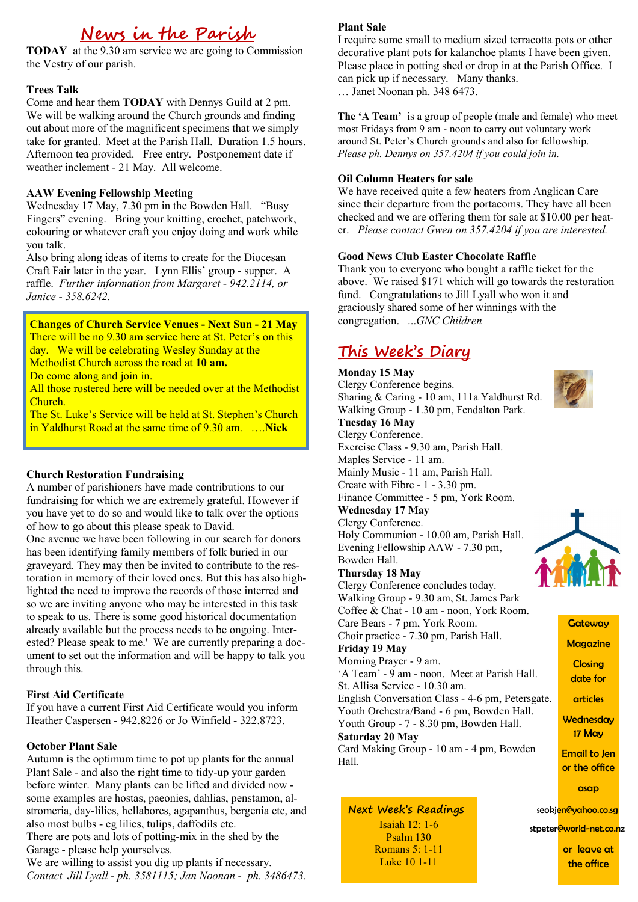# News in the Parish

**TODAY** at the 9.30 am service we are going to Commission the Vestry of our parish.

### Trees Talk

Come and hear them **TODAY** with Dennys Guild at 2 pm. We will be walking around the Church grounds and finding out about more of the magnificent specimens that we simply take for granted. Meet at the Parish Hall. Duration 1.5 hours. Afternoon tea provided. Free entry. Postponement date if weather inclement - 21 May. All welcome.

### AAW Evening Fellowship Meeting

Wednesday 17 May, 7.30 pm in the Bowden Hall. "Busy Fingers" evening. Bring your knitting, crochet, patchwork, colouring or whatever craft you enjoy doing and work while you talk.

Also bring along ideas of items to create for the Diocesan Craft Fair later in the year. Lynn Ellis' group - supper. A raffle. *Further information from Margaret - 942.2114, or Janice - 358.6242.*

### Changes of Church Service Venues - Next Sun - 21 May

There will be no 9.30 am service here at St. Peter's on this day. We will be celebrating Wesley Sunday at the Methodist Church across the road at **10 am.**

Do come along and join in.

All those rostered here will be needed over at the Methodist Church.

The St. Luke's Service will be held at St. Stephen's Church in Yaldhurst Road at the same time of 9.30 am. ….**Nick**

### Church Restoration Fundraising

A number of parishioners have made contributions to our fundraising for which we are extremely grateful. However if you have yet to do so and would like to talk over the options of how to go about this please speak to David.

One avenue we have been following in our search for donors has been identifying family members of folk buried in our graveyard. They may then be invited to contribute to the restoration in memory of their loved ones. But this has also highlighted the need to improve the records of those interred and so we are inviting anyone who may be interested in this task to speak to us. There is some good historical documentation already available but the process needs to be ongoing. Interested? Please speak to me.' We are currently preparing a document to set out the information and will be happy to talk you through this.

### First Aid Certificate

If you have a current First Aid Certificate would you inform Heather Caspersen - 942.8226 or Jo Winfield - 322.8723.

### October Plant Sale

Autumn is the optimum time to pot up plants for the annual Plant Sale - and also the right time to tidy-up your garden before winter. Many plants can be lifted and divided now - some examples are hostas, paeonies, dahlias, penstamon, alstromeria, day-lilies, hellabores, agapanthus, bergenia etc, and also most bulbs - eg lilies, tulips, daffodils etc.

There are pots and lots of potting-mix in the shed by the Garage - please help yourselves.

We are willing to assist you dig up plants if necessary.

*Contact Jill Lyall - ph. 3581115; Jan Noonan - ph. 3486473.*

### Plant Sale

I require some small to medium sized terracotta pots or other decorative plant pots for kalanchoe plants I have been given. Please place in potting shed or drop in at the Parish Office. I can pick up if necessary. Many thanks.

… Janet Noonan ph. 348 6473.

**The 'A Team'** is a group of people (male and female) who meet most Fridays from 9 am - noon to carry out voluntary work around St. Peter's Church grounds and also for fellowship. *Please ph. Dennys on 357.4204 if you could join in.*

### Oil Column Heaters for sale

We have received quite a few heaters from Anglican Care since their departure from the portacoms. They have all been checked and we are offering them for sale at $10.00 per heater. *Please contact Gwen on 357.4204 if you are interested.*

### Good News Club Easter Chocolate Raffle

Thank you to everyone who bought a raffle ticket for the above. We raised $171 which will go towards the restoration fund. Congratulations to Jill Lyall who won it and graciously shared some of her winnings with the congregation. *...GNC Children*

# This Week's Diary

**Monday 15 May**
Clergy Conference begins.
Sharing & Caring - 10 am, 111a Yaldhurst Rd.
Walking Group - 1.30 pm, Fendalton Park.

**Tuesday 16 May**
Clergy Conference.
Exercise Class - 9.30 am, Parish Hall.
Maples Service - 11 am.
Mainly Music - 11 am, Parish Hall.
Create with Fibre - 1 - 3.30 pm.
Finance Committee - 5 pm, York Room.

**Wednesday 17 May**
Clergy Conference.
Holy Communion - 10.00 am, Parish Hall.
Evening Fellowship AAW - 7.30 pm, Bowden Hall.

**Thursday 18 May**
Clergy Conference concludes today.
Walking Group - 9.30 am, St. James Park
Coffee & Chat - 10 am - noon, York Room.
Care Bears - 7 pm, York Room.
Choir practice - 7.30 pm, Parish Hall.

**Friday 19 May**
Morning Prayer - 9 am.
'A Team' - 9 am - noon. Meet at Parish Hall.
St. Allisa Service - 10.30 am.
English Conversation Class - 4-6 pm, Petersgate.
Youth Orchestra/Band - 6 pm, Bowden Hall.
Youth Group - 7 - 8.30 pm, Bowden Hall.

**Saturday 20 May**
Card Making Group - 10 am - 4 pm, Bowden Hall.

### Next Week's Readings

Isaiah 12: 1-6
Psalm 130
Romans 5: 1-11
Luke 10 1-11

Gateway Magazine Closing date for articles Wednesday 17 May

Email to Jen or the office asap

seokjen@yahoo.co.sg
stpeter@world-net.co.nz

or leave at the office